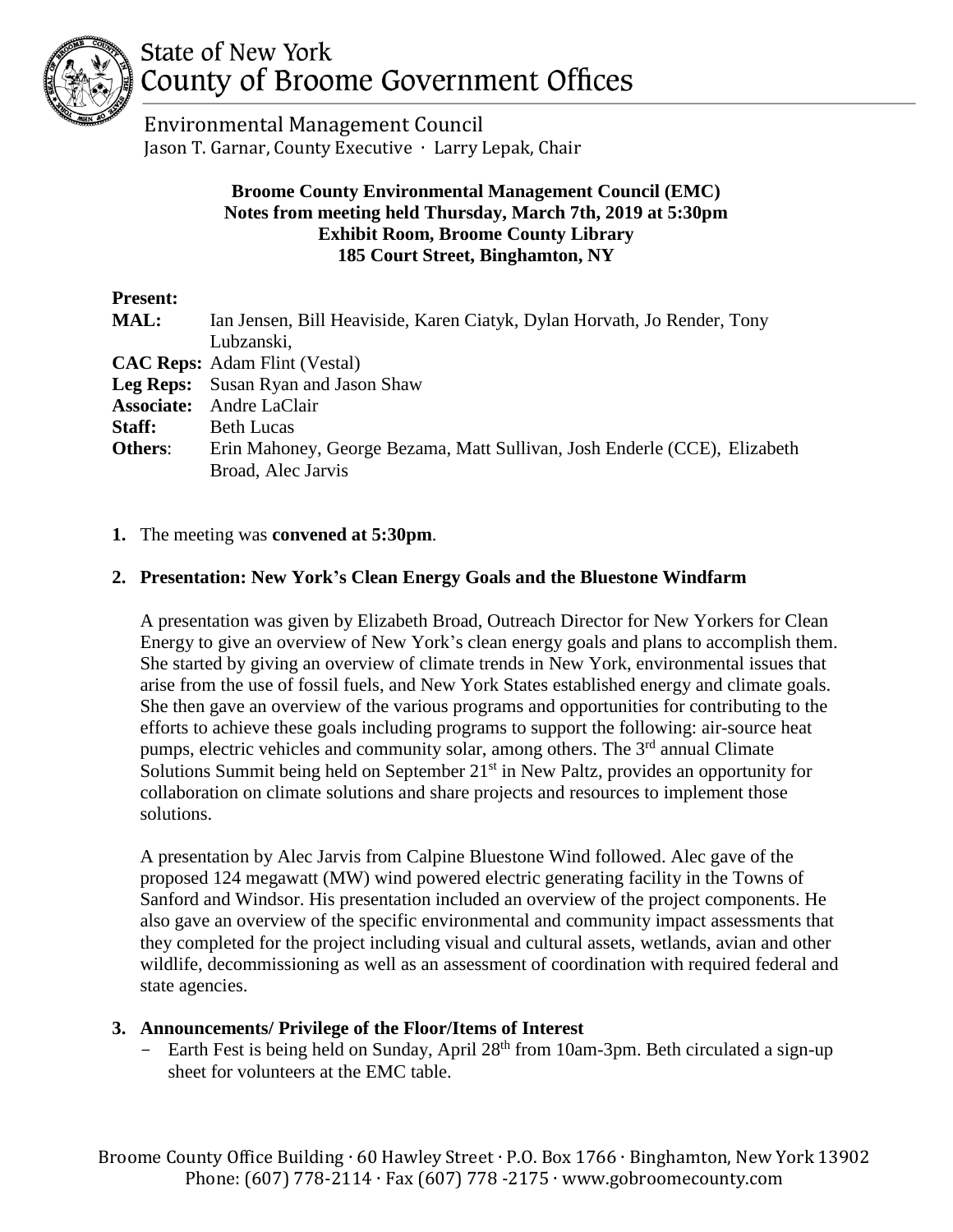State of New York
County of Broome Government Offices

Environmental Management Council
Jason T. Garnar, County Executive · Larry Lepak, Chair

**Broome County Environmental Management Council (EMC)**
**Notes from meeting held Thursday, March 7th, 2019 at 5:30pm**
**Exhibit Room, Broome County Library**
**185 Court Street, Binghamton, NY**

**Present:**

**MAL:** Ian Jensen, Bill Heaviside, Karen Ciatyk, Dylan Horvath, Jo Render, Tony Lubzanski,
**CAC Reps:** Adam Flint (Vestal)
**Leg Reps:** Susan Ryan and Jason Shaw
**Associate:** Andre LaClair
**Staff:** Beth Lucas
**Others**: Erin Mahoney, George Bezama, Matt Sullivan, Josh Enderle (CCE), Elizabeth Broad, Alec Jarvis

1. The meeting was **convened at 5:30pm**.

2. **Presentation: New York's Clean Energy Goals and the Bluestone Windfarm**

   A presentation was given by Elizabeth Broad, Outreach Director for New Yorkers for Clean Energy to give an overview of New York's clean energy goals and plans to accomplish them. She started by giving an overview of climate trends in New York, environmental issues that arise from the use of fossil fuels, and New York States established energy and climate goals. She then gave an overview of the various programs and opportunities for contributing to the efforts to achieve these goals including programs to support the following: air-source heat pumps, electric vehicles and community solar, among others. The 3rd annual Climate Solutions Summit being held on September 21st in New Paltz, provides an opportunity for collaboration on climate solutions and share projects and resources to implement those solutions.

   A presentation by Alec Jarvis from Calpine Bluestone Wind followed. Alec gave of the proposed 124 megawatt (MW) wind powered electric generating facility in the Towns of Sanford and Windsor. His presentation included an overview of the project components. He also gave an overview of the specific environmental and community impact assessments that they completed for the project including visual and cultural assets, wetlands, avian and other wildlife, decommissioning as well as an assessment of coordination with required federal and state agencies.

3. **Announcements/ Privilege of the Floor/Items of Interest**
   - Earth Fest is being held on Sunday, April 28th from 10am-3pm. Beth circulated a sign-up sheet for volunteers at the EMC table.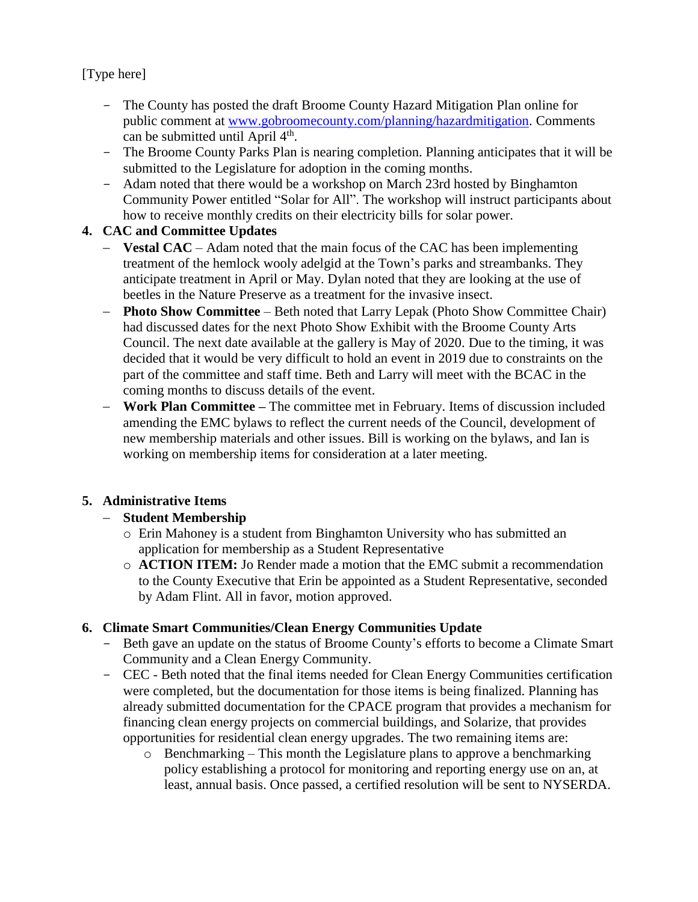[Type here]

- The County has posted the draft Broome County Hazard Mitigation Plan online for public comment at [www.gobroomecounty.com/planning/hazardmitigation](http://www.gobroomecounty.com/planning/hazardmitigation). Comments can be submitted until April 4th.
- The Broome County Parks Plan is nearing completion. Planning anticipates that it will be submitted to the Legislature for adoption in the coming months.
- Adam noted that there would be a workshop on March 23rd hosted by Binghamton Community Power entitled "Solar for All". The workshop will instruct participants about how to receive monthly credits on their electricity bills for solar power.

**4. CAC and Committee Updates**

- **Vestal CAC** – Adam noted that the main focus of the CAC has been implementing treatment of the hemlock wooly adelgid at the Town's parks and streambanks. They anticipate treatment in April or May. Dylan noted that they are looking at the use of beetles in the Nature Preserve as a treatment for the invasive insect.
- **Photo Show Committee** – Beth noted that Larry Lepak (Photo Show Committee Chair) had discussed dates for the next Photo Show Exhibit with the Broome County Arts Council. The next date available at the gallery is May of 2020. Due to the timing, it was decided that it would be very difficult to hold an event in 2019 due to constraints on the part of the committee and staff time. Beth and Larry will meet with the BCAC in the coming months to discuss details of the event.
- **Work Plan Committee –** The committee met in February. Items of discussion included amending the EMC bylaws to reflect the current needs of the Council, development of new membership materials and other issues. Bill is working on the bylaws, and Ian is working on membership items for consideration at a later meeting.

**5. Administrative Items**

- **Student Membership**
  - Erin Mahoney is a student from Binghamton University who has submitted an application for membership as a Student Representative
  - **ACTION ITEM:** Jo Render made a motion that the EMC submit a recommendation to the County Executive that Erin be appointed as a Student Representative, seconded by Adam Flint. All in favor, motion approved.

**6. Climate Smart Communities/Clean Energy Communities Update**

- Beth gave an update on the status of Broome County's efforts to become a Climate Smart Community and a Clean Energy Community.
- CEC - Beth noted that the final items needed for Clean Energy Communities certification were completed, but the documentation for those items is being finalized. Planning has already submitted documentation for the CPACE program that provides a mechanism for financing clean energy projects on commercial buildings, and Solarize, that provides opportunities for residential clean energy upgrades. The two remaining items are:
  - Benchmarking – This month the Legislature plans to approve a benchmarking policy establishing a protocol for monitoring and reporting energy use on an, at least, annual basis. Once passed, a certified resolution will be sent to NYSERDA.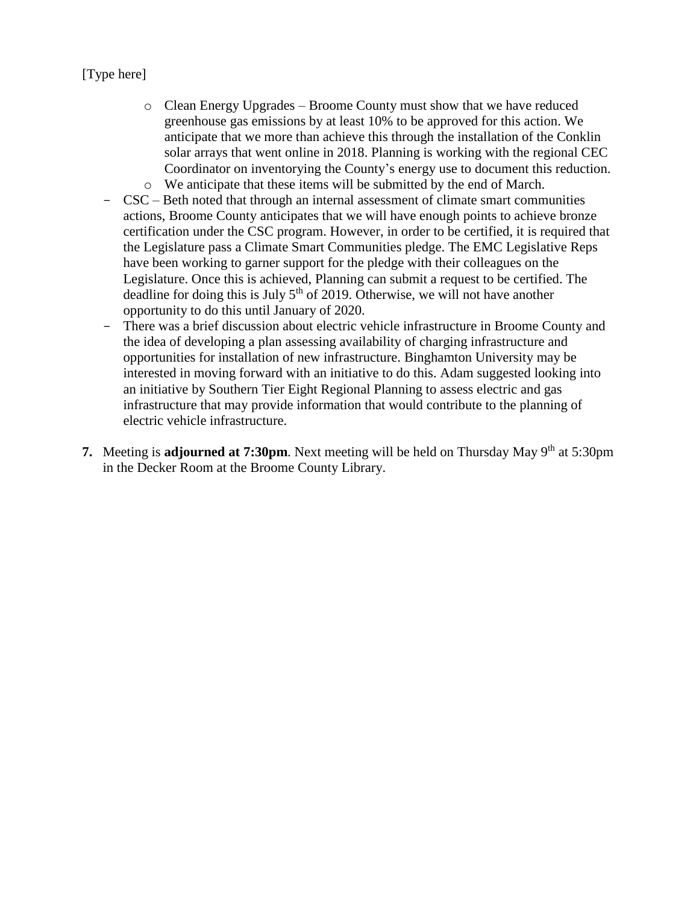- Clean Energy Upgrades – Broome County must show that we have reduced greenhouse gas emissions by at least 10% to be approved for this action. We anticipate that we more than achieve this through the installation of the Conklin solar arrays that went online in 2018. Planning is working with the regional CEC Coordinator on inventorying the County's energy use to document this reduction.
- We anticipate that these items will be submitted by the end of March.

- CSC – Beth noted that through an internal assessment of climate smart communities actions, Broome County anticipates that we will have enough points to achieve bronze certification under the CSC program. However, in order to be certified, it is required that the Legislature pass a Climate Smart Communities pledge. The EMC Legislative Reps have been working to garner support for the pledge with their colleagues on the Legislature. Once this is achieved, Planning can submit a request to be certified. The deadline for doing this is July 5th of 2019. Otherwise, we will not have another opportunity to do this until January of 2020.
- There was a brief discussion about electric vehicle infrastructure in Broome County and the idea of developing a plan assessing availability of charging infrastructure and opportunities for installation of new infrastructure. Binghamton University may be interested in moving forward with an initiative to do this. Adam suggested looking into an initiative by Southern Tier Eight Regional Planning to assess electric and gas infrastructure that may provide information that would contribute to the planning of electric vehicle infrastructure.

**7.** Meeting is **adjourned at 7:30pm**. Next meeting will be held on Thursday May 9th at 5:30pm in the Decker Room at the Broome County Library.